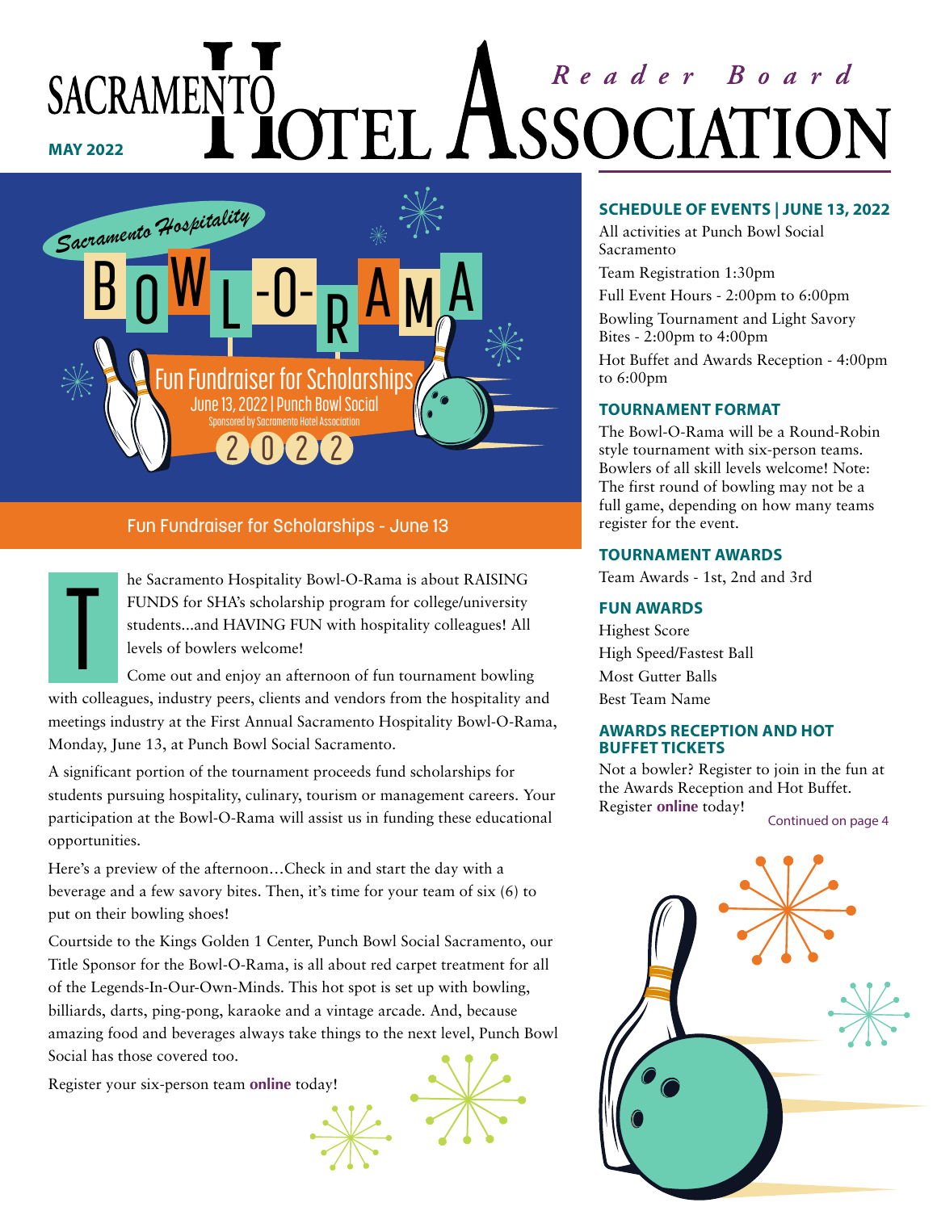# SACRAMENTO HOTEL ASSOCIATION

*Reader Board*

**MAY 2022**

Sacramento Hospitality BOWL-O-RAMA

Fun Fundraiser for Scholarships

June 13, 2022 | Punch Bowl Social

Sponsored by Sacramento Hotel Association

2022

## Fun Fundraiser for Scholarships - June 13

The Sacramento Hospitality Bowl-O-Rama is about RAISING FUNDS for SHA's scholarship program for college/university students...and HAVING FUN with hospitality colleagues! All levels of bowlers welcome!

Come out and enjoy an afternoon of fun tournament bowling with colleagues, industry peers, clients and vendors from the hospitality and meetings industry at the First Annual Sacramento Hospitality Bowl-O-Rama, Monday, June 13, at Punch Bowl Social Sacramento.

A significant portion of the tournament proceeds fund scholarships for students pursuing hospitality, culinary, tourism or management careers. Your participation at the Bowl-O-Rama will assist us in funding these educational opportunities.

Here's a preview of the afternoon…Check in and start the day with a beverage and a few savory bites. Then, it's time for your team of six (6) to put on their bowling shoes!

Courtside to the Kings Golden 1 Center, Punch Bowl Social Sacramento, our Title Sponsor for the Bowl-O-Rama, is all about red carpet treatment for all of the Legends-In-Our-Own-Minds. This hot spot is set up with bowling, billiards, darts, ping-pong, karaoke and a vintage arcade. And, because amazing food and beverages always take things to the next level, Punch Bowl Social has those covered too.

Register your six-person team **online** today!

### SCHEDULE OF EVENTS | JUNE 13, 2022

All activities at Punch Bowl Social Sacramento

Team Registration 1:30pm

Full Event Hours - 2:00pm to 6:00pm

Bowling Tournament and Light Savory Bites - 2:00pm to 4:00pm

Hot Buffet and Awards Reception - 4:00pm to 6:00pm

### TOURNAMENT FORMAT

The Bowl-O-Rama will be a Round-Robin style tournament with six-person teams. Bowlers of all skill levels welcome! Note: The first round of bowling may not be a full game, depending on how many teams register for the event.

### TOURNAMENT AWARDS

Team Awards - 1st, 2nd and 3rd

### FUN AWARDS

Highest Score

High Speed/Fastest Ball

Most Gutter Balls

Best Team Name

### AWARDS RECEPTION AND HOT BUFFET TICKETS

Not a bowler? Register to join in the fun at the Awards Reception and Hot Buffet. Register **online** today!

Continued on page 4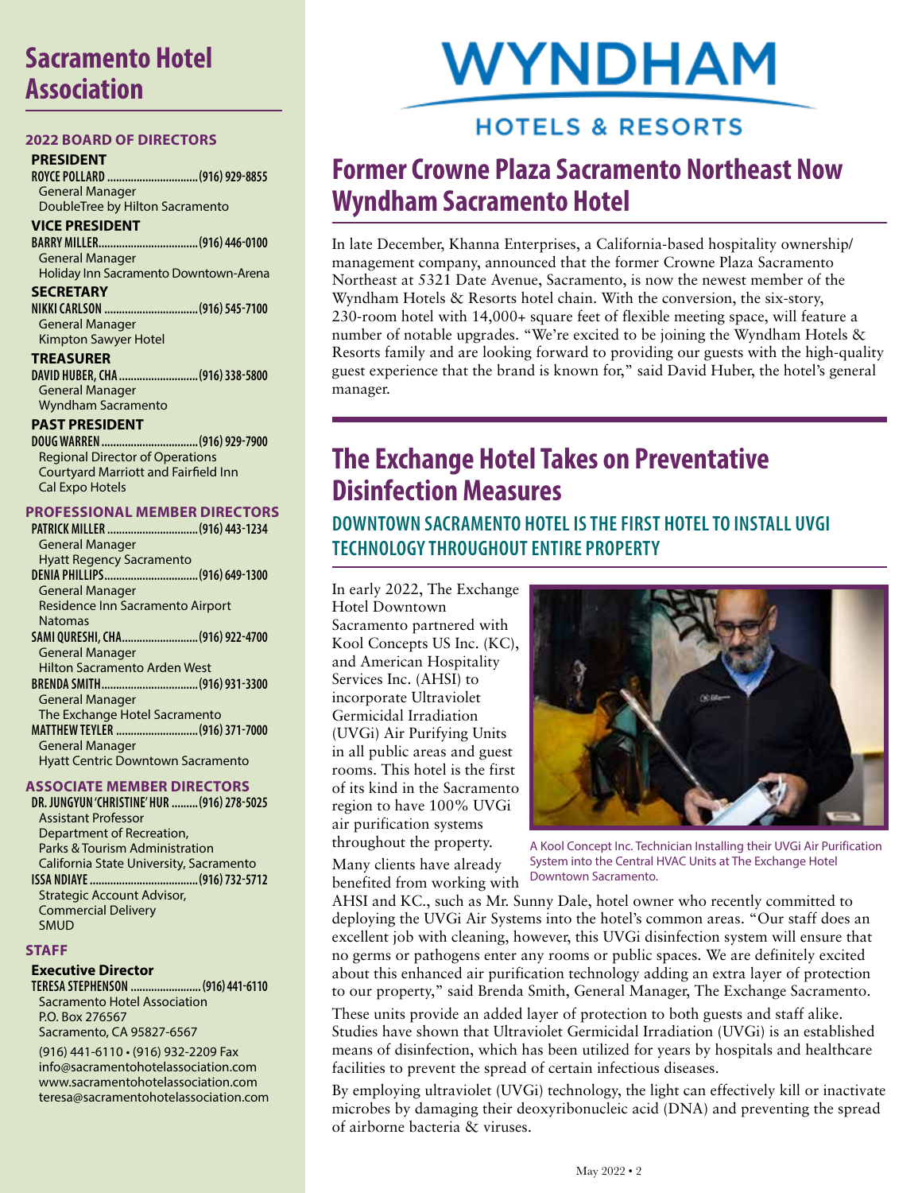# Sacramento Hotel Association

## 2022 BOARD OF DIRECTORS

### PRESIDENT

**ROYCE POLLARD** ............................... (916) 929-8855
General Manager
DoubleTree by Hilton Sacramento

### VICE PRESIDENT

**BARRY MILLER** .................................. (916) 446-0100
General Manager
Holiday Inn Sacramento Downtown-Arena

### SECRETARY

**NIKKI CARLSON** ................................ (916) 545-7100
General Manager
Kimpton Sawyer Hotel

### TREASURER

**DAVID HUBER, CHA** ........................... (916) 338-5800
General Manager
Wyndham Sacramento

### PAST PRESIDENT

**DOUG WARREN** ................................. (916) 929-7900
Regional Director of Operations
Courtyard Marriott and Fairfield Inn
Cal Expo Hotels

## PROFESSIONAL MEMBER DIRECTORS

**PATRICK MILLER** ............................... (916) 443-1234
General Manager
Hyatt Regency Sacramento

**DENIA PHILLIPS** ................................ (916) 649-1300
General Manager
Residence Inn Sacramento Airport
Natomas

**SAMI QURESHI, CHA** .......................... (916) 922-4700
General Manager
Hilton Sacramento Arden West

**BRENDA SMITH** ................................. (916) 931-3300
General Manager
The Exchange Hotel Sacramento

**MATTHEW TEYLER** ............................ (916) 371-7000
General Manager
Hyatt Centric Downtown Sacramento

## ASSOCIATE MEMBER DIRECTORS

**DR. JUNGYUN 'CHRISTINE' HUR** ......... (916) 278-5025
Assistant Professor
Department of Recreation,
Parks & Tourism Administration
California State University, Sacramento

**ISSA NDIAYE** ..................................... (916) 732-5712
Strategic Account Advisor,
Commercial Delivery
SMUD

## STAFF

### Executive Director

**TERESA STEPHENSON** ........................ (916) 441-6110
Sacramento Hotel Association
P.O. Box 276567
Sacramento, CA 95827-6567

(916) 441-6110 • (916) 932-2209 Fax
info@sacramentohotelassociation.com
www.sacramentohotelassociation.com
teresa@sacramentohotelassociation.com

WYNDHAM HOTELS & RESORTS

# Former Crowne Plaza Sacramento Northeast Now Wyndham Sacramento Hotel

In late December, Khanna Enterprises, a California-based hospitality ownership/management company, announced that the former Crowne Plaza Sacramento Northeast at 5321 Date Avenue, Sacramento, is now the newest member of the Wyndham Hotels & Resorts hotel chain. With the conversion, the six-story, 230-room hotel with 14,000+ square feet of flexible meeting space, will feature a number of notable upgrades. "We're excited to be joining the Wyndham Hotels & Resorts family and are looking forward to providing our guests with the high-quality guest experience that the brand is known for," said David Huber, the hotel's general manager.

# The Exchange Hotel Takes on Preventative Disinfection Measures

## DOWNTOWN SACRAMENTO HOTEL IS THE FIRST HOTEL TO INSTALL UVGI TECHNOLOGY THROUGHOUT ENTIRE PROPERTY

In early 2022, The Exchange Hotel Downtown Sacramento partnered with Kool Concepts US Inc. (KC), and American Hospitality Services Inc. (AHSI) to incorporate Ultraviolet Germicidal Irradiation (UVGi) Air Purifying Units in all public areas and guest rooms. This hotel is the first of its kind in the Sacramento region to have 100% UVGi air purification systems throughout the property.

A Kool Concept Inc. Technician Installing their UVGi Air Purification System into the Central HVAC Units at The Exchange Hotel Downtown Sacramento.

Many clients have already benefited from working with AHSI and KC., such as Mr. Sunny Dale, hotel owner who recently committed to deploying the UVGi Air Systems into the hotel's common areas. "Our staff does an excellent job with cleaning, however, this UVGi disinfection system will ensure that no germs or pathogens enter any rooms or public spaces. We are definitely excited about this enhanced air purification technology adding an extra layer of protection to our property," said Brenda Smith, General Manager, The Exchange Sacramento.

These units provide an added layer of protection to both guests and staff alike. Studies have shown that Ultraviolet Germicidal Irradiation (UVGi) is an established means of disinfection, which has been utilized for years by hospitals and healthcare facilities to prevent the spread of certain infectious diseases.

By employing ultraviolet (UVGi) technology, the light can effectively kill or inactivate microbes by damaging their deoxyribonucleic acid (DNA) and preventing the spread of airborne bacteria & viruses.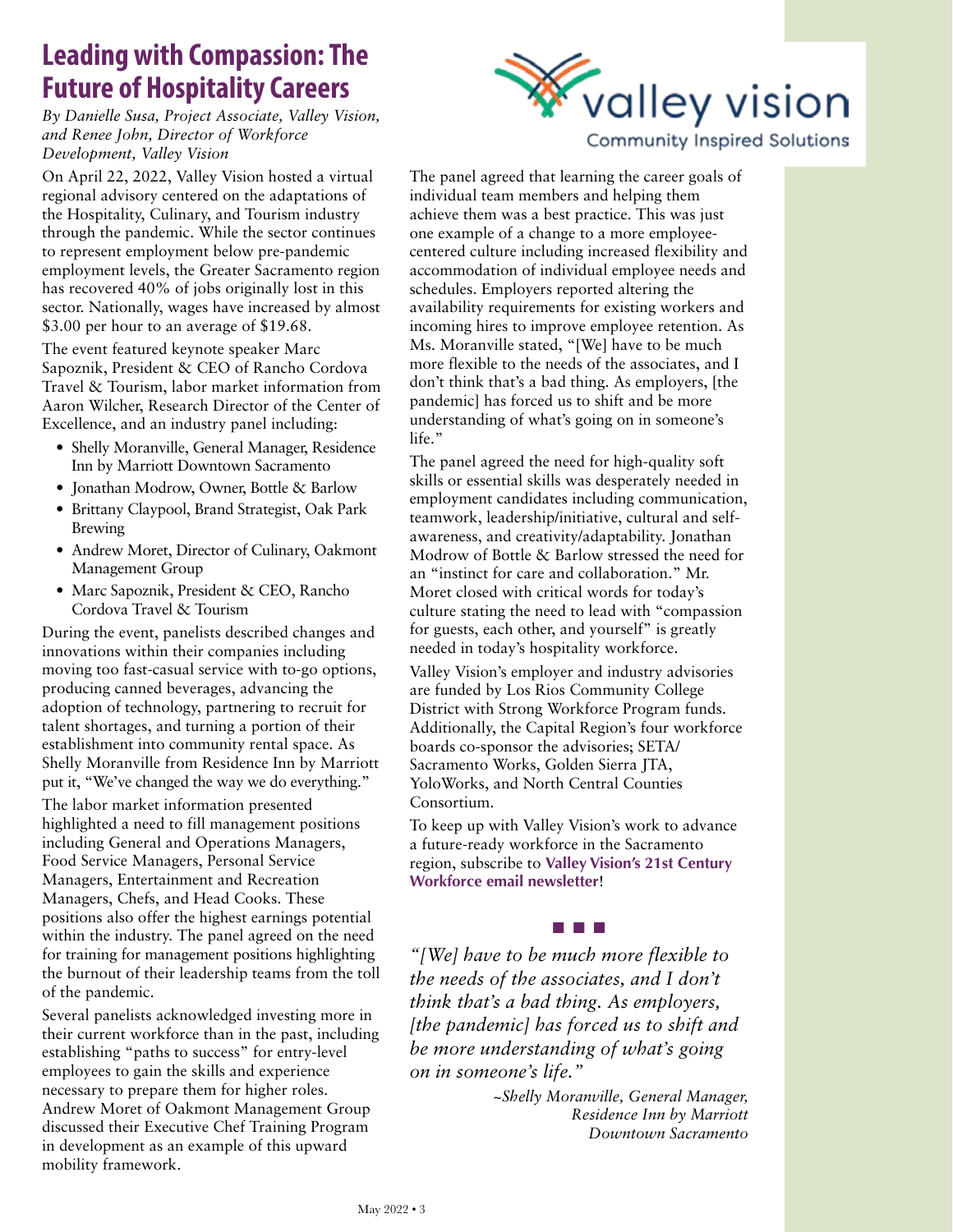# Leading with Compassion: The Future of Hospitality Careers

*By Danielle Susa, Project Associate, Valley Vision, and Renee John, Director of Workforce Development, Valley Vision*

On April 22, 2022, Valley Vision hosted a virtual regional advisory centered on the adaptations of the Hospitality, Culinary, and Tourism industry through the pandemic. While the sector continues to represent employment below pre-pandemic employment levels, the Greater Sacramento region has recovered 40% of jobs originally lost in this sector. Nationally, wages have increased by almost \$3.00 per hour to an average of \$19.68.

The event featured keynote speaker Marc Sapoznik, President & CEO of Rancho Cordova Travel & Tourism, labor market information from Aaron Wilcher, Research Director of the Center of Excellence, and an industry panel including:

- Shelly Moranville, General Manager, Residence Inn by Marriott Downtown Sacramento
- Jonathan Modrow, Owner, Bottle & Barlow
- Brittany Claypool, Brand Strategist, Oak Park Brewing
- Andrew Moret, Director of Culinary, Oakmont Management Group
- Marc Sapoznik, President & CEO, Rancho Cordova Travel & Tourism

During the event, panelists described changes and innovations within their companies including moving too fast-casual service with to-go options, producing canned beverages, advancing the adoption of technology, partnering to recruit for talent shortages, and turning a portion of their establishment into community rental space. As Shelly Moranville from Residence Inn by Marriott put it, "We've changed the way we do everything."

The labor market information presented highlighted a need to fill management positions including General and Operations Managers, Food Service Managers, Personal Service Managers, Entertainment and Recreation Managers, Chefs, and Head Cooks. These positions also offer the highest earnings potential within the industry. The panel agreed on the need for training for management positions highlighting the burnout of their leadership teams from the toll of the pandemic.

Several panelists acknowledged investing more in their current workforce than in the past, including establishing "paths to success" for entry-level employees to gain the skills and experience necessary to prepare them for higher roles. Andrew Moret of Oakmont Management Group discussed their Executive Chef Training Program in development as an example of this upward mobility framework.

The panel agreed that learning the career goals of individual team members and helping them achieve them was a best practice. This was just one example of a change to a more employee-centered culture including increased flexibility and accommodation of individual employee needs and schedules. Employers reported altering the availability requirements for existing workers and incoming hires to improve employee retention. As Ms. Moranville stated, "[We] have to be much more flexible to the needs of the associates, and I don't think that's a bad thing. As employers, [the pandemic] has forced us to shift and be more understanding of what's going on in someone's life."

The panel agreed the need for high-quality soft skills or essential skills was desperately needed in employment candidates including communication, teamwork, leadership/initiative, cultural and self-awareness, and creativity/adaptability. Jonathan Modrow of Bottle & Barlow stressed the need for an "instinct for care and collaboration." Mr. Moret closed with critical words for today's culture stating the need to lead with "compassion for guests, each other, and yourself" is greatly needed in today's hospitality workforce.

Valley Vision's employer and industry advisories are funded by Los Rios Community College District with Strong Workforce Program funds. Additionally, the Capital Region's four workforce boards co-sponsor the advisories; SETA/Sacramento Works, Golden Sierra JTA, YoloWorks, and North Central Counties Consortium.

To keep up with Valley Vision's work to advance a future-ready workforce in the Sacramento region, subscribe to **Valley Vision's 21st Century Workforce email newsletter**!

*"[We] have to be much more flexible to the needs of the associates, and I don't think that's a bad thing. As employers, [the pandemic] has forced us to shift and be more understanding of what's going on in someone's life."*

*~Shelly Moranville, General Manager, Residence Inn by Marriott Downtown Sacramento*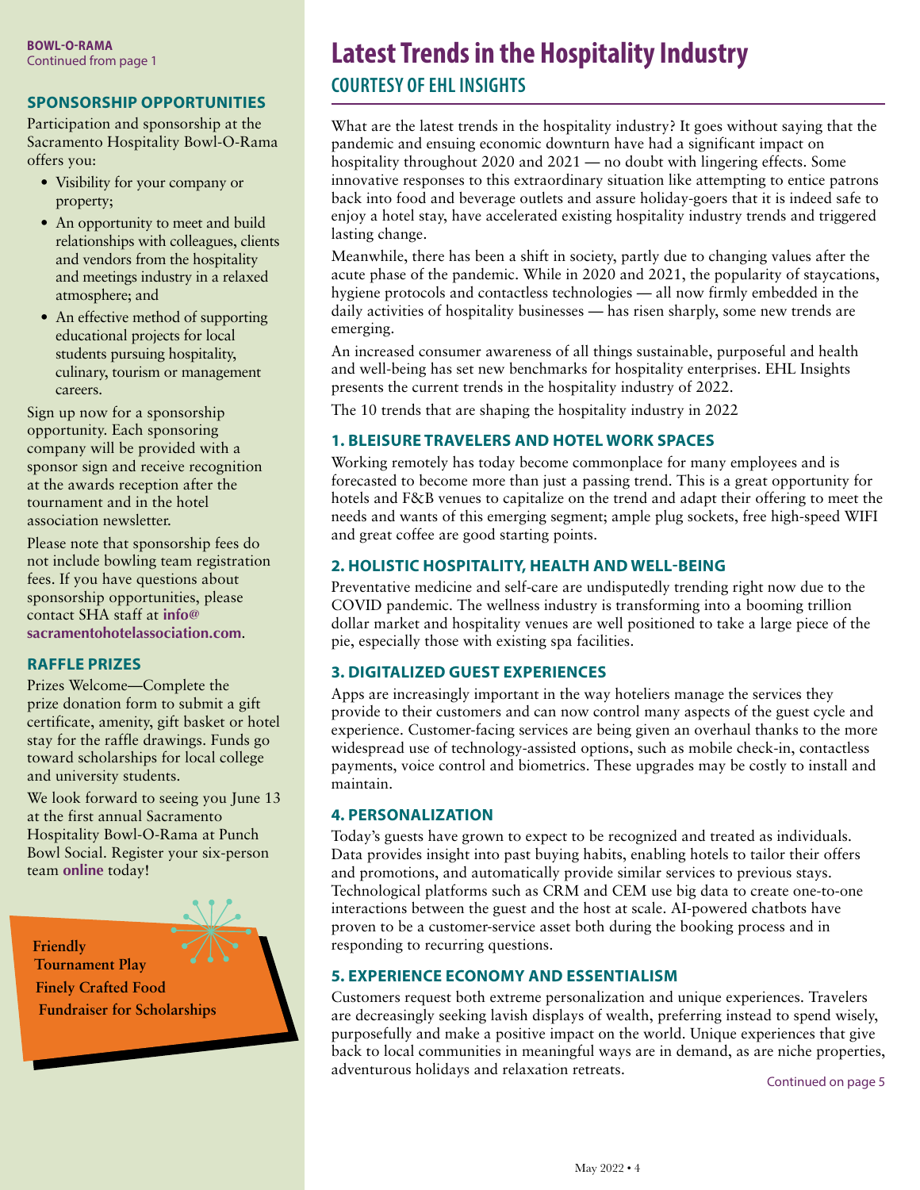**BOWL-O-RAMA**
Continued from page 1

### SPONSORSHIP OPPORTUNITIES

Participation and sponsorship at the Sacramento Hospitality Bowl-O-Rama offers you:

- Visibility for your company or property;
- An opportunity to meet and build relationships with colleagues, clients and vendors from the hospitality and meetings industry in a relaxed atmosphere; and
- An effective method of supporting educational projects for local students pursuing hospitality, culinary, tourism or management careers.

Sign up now for a sponsorship opportunity. Each sponsoring company will be provided with a sponsor sign and receive recognition at the awards reception after the tournament and in the hotel association newsletter.

Please note that sponsorship fees do not include bowling team registration fees. If you have questions about sponsorship opportunities, please contact SHA staff at **info@sacramentohotelassociation.com**.

### RAFFLE PRIZES

Prizes Welcome—Complete the prize donation form to submit a gift certificate, amenity, gift basket or hotel stay for the raffle drawings. Funds go toward scholarships for local college and university students.

We look forward to seeing you June 13 at the first annual Sacramento Hospitality Bowl-O-Rama at Punch Bowl Social. Register your six-person team **online** today!

**Friendly Tournament Play**
**Finely Crafted Food**
**Fundraiser for Scholarships**

# Latest Trends in the Hospitality Industry

## COURTESY OF EHL INSIGHTS

What are the latest trends in the hospitality industry? It goes without saying that the pandemic and ensuing economic downturn have had a significant impact on hospitality throughout 2020 and 2021 — no doubt with lingering effects. Some innovative responses to this extraordinary situation like attempting to entice patrons back into food and beverage outlets and assure holiday-goers that it is indeed safe to enjoy a hotel stay, have accelerated existing hospitality industry trends and triggered lasting change.

Meanwhile, there has been a shift in society, partly due to changing values after the acute phase of the pandemic. While in 2020 and 2021, the popularity of staycations, hygiene protocols and contactless technologies — all now firmly embedded in the daily activities of hospitality businesses — has risen sharply, some new trends are emerging.

An increased consumer awareness of all things sustainable, purposeful and health and well-being has set new benchmarks for hospitality enterprises. EHL Insights presents the current trends in the hospitality industry of 2022.

The 10 trends that are shaping the hospitality industry in 2022

### 1. BLEISURE TRAVELERS AND HOTEL WORK SPACES

Working remotely has today become commonplace for many employees and is forecasted to become more than just a passing trend. This is a great opportunity for hotels and F&B venues to capitalize on the trend and adapt their offering to meet the needs and wants of this emerging segment; ample plug sockets, free high-speed WIFI and great coffee are good starting points.

### 2. HOLISTIC HOSPITALITY, HEALTH AND WELL-BEING

Preventative medicine and self-care are undisputedly trending right now due to the COVID pandemic. The wellness industry is transforming into a booming trillion dollar market and hospitality venues are well positioned to take a large piece of the pie, especially those with existing spa facilities.

### 3. DIGITALIZED GUEST EXPERIENCES

Apps are increasingly important in the way hoteliers manage the services they provide to their customers and can now control many aspects of the guest cycle and experience. Customer-facing services are being given an overhaul thanks to the more widespread use of technology-assisted options, such as mobile check-in, contactless payments, voice control and biometrics. These upgrades may be costly to install and maintain.

### 4. PERSONALIZATION

Today's guests have grown to expect to be recognized and treated as individuals. Data provides insight into past buying habits, enabling hotels to tailor their offers and promotions, and automatically provide similar services to previous stays. Technological platforms such as CRM and CEM use big data to create one-to-one interactions between the guest and the host at scale. AI-powered chatbots have proven to be a customer-service asset both during the booking process and in responding to recurring questions.

### 5. EXPERIENCE ECONOMY AND ESSENTIALISM

Customers request both extreme personalization and unique experiences. Travelers are decreasingly seeking lavish displays of wealth, preferring instead to spend wisely, purposefully and make a positive impact on the world. Unique experiences that give back to local communities in meaningful ways are in demand, as are niche properties, adventurous holidays and relaxation retreats.

Continued on page 5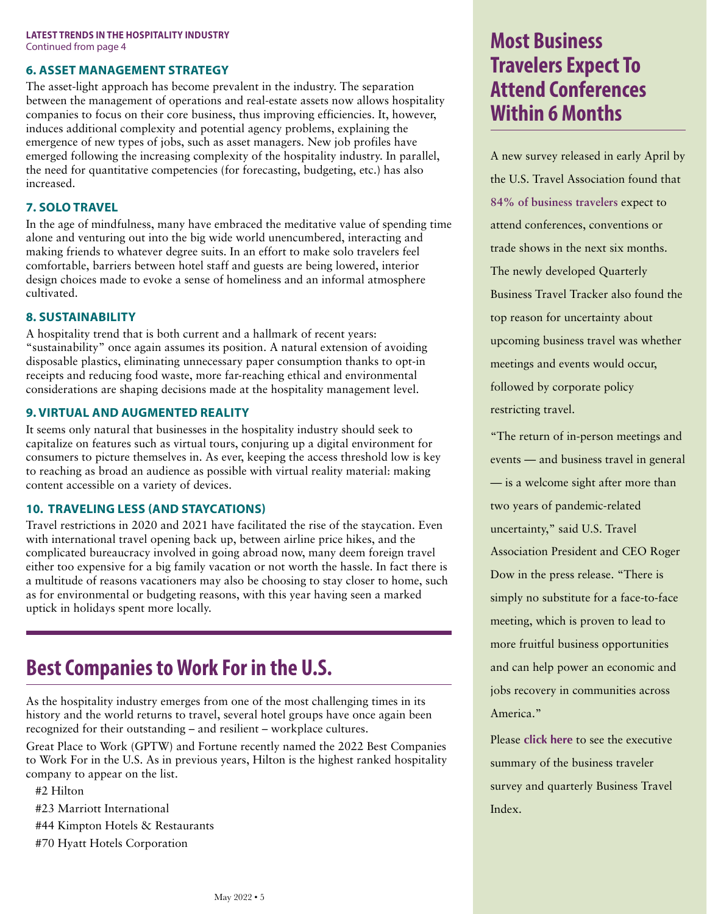**LATEST TRENDS IN THE HOSPITALITY INDUSTRY**
Continued from page 4

### 6. ASSET MANAGEMENT STRATEGY

The asset-light approach has become prevalent in the industry. The separation between the management of operations and real-estate assets now allows hospitality companies to focus on their core business, thus improving efficiencies. It, however, induces additional complexity and potential agency problems, explaining the emergence of new types of jobs, such as asset managers. New job profiles have emerged following the increasing complexity of the hospitality industry. In parallel, the need for quantitative competencies (for forecasting, budgeting, etc.) has also increased.

### 7. SOLO TRAVEL

In the age of mindfulness, many have embraced the meditative value of spending time alone and venturing out into the big wide world unencumbered, interacting and making friends to whatever degree suits. In an effort to make solo travelers feel comfortable, barriers between hotel staff and guests are being lowered, interior design choices made to evoke a sense of homeliness and an informal atmosphere cultivated.

### 8. SUSTAINABILITY

A hospitality trend that is both current and a hallmark of recent years: "sustainability" once again assumes its position. A natural extension of avoiding disposable plastics, eliminating unnecessary paper consumption thanks to opt-in receipts and reducing food waste, more far-reaching ethical and environmental considerations are shaping decisions made at the hospitality management level.

### 9. VIRTUAL AND AUGMENTED REALITY

It seems only natural that businesses in the hospitality industry should seek to capitalize on features such as virtual tours, conjuring up a digital environment for consumers to picture themselves in. As ever, keeping the access threshold low is key to reaching as broad an audience as possible with virtual reality material: making content accessible on a variety of devices.

### 10. TRAVELING LESS (AND STAYCATIONS)

Travel restrictions in 2020 and 2021 have facilitated the rise of the staycation. Even with international travel opening back up, between airline price hikes, and the complicated bureaucracy involved in going abroad now, many deem foreign travel either too expensive for a big family vacation or not worth the hassle. In fact there is a multitude of reasons vacationers may also be choosing to stay closer to home, such as for environmental or budgeting reasons, with this year having seen a marked uptick in holidays spent more locally.

## Best Companies to Work For in the U.S.

As the hospitality industry emerges from one of the most challenging times in its history and the world returns to travel, several hotel groups have once again been recognized for their outstanding – and resilient – workplace cultures.

Great Place to Work (GPTW) and Fortune recently named the 2022 Best Companies to Work For in the U.S. As in previous years, Hilton is the highest ranked hospitality company to appear on the list.

#2 Hilton

#23 Marriott International

#44 Kimpton Hotels & Restaurants

#70 Hyatt Hotels Corporation

## Most Business Travelers Expect To Attend Conferences Within 6 Months

A new survey released in early April by the U.S. Travel Association found that **84% of business travelers** expect to attend conferences, conventions or trade shows in the next six months. The newly developed Quarterly Business Travel Tracker also found the top reason for uncertainty about upcoming business travel was whether meetings and events would occur, followed by corporate policy restricting travel.

"The return of in-person meetings and events — and business travel in general — is a welcome sight after more than two years of pandemic-related uncertainty," said U.S. Travel Association President and CEO Roger Dow in the press release. "There is simply no substitute for a face-to-face meeting, which is proven to lead to more fruitful business opportunities and can help power an economic and jobs recovery in communities across America."

Please **click here** to see the executive summary of the business traveler survey and quarterly Business Travel Index.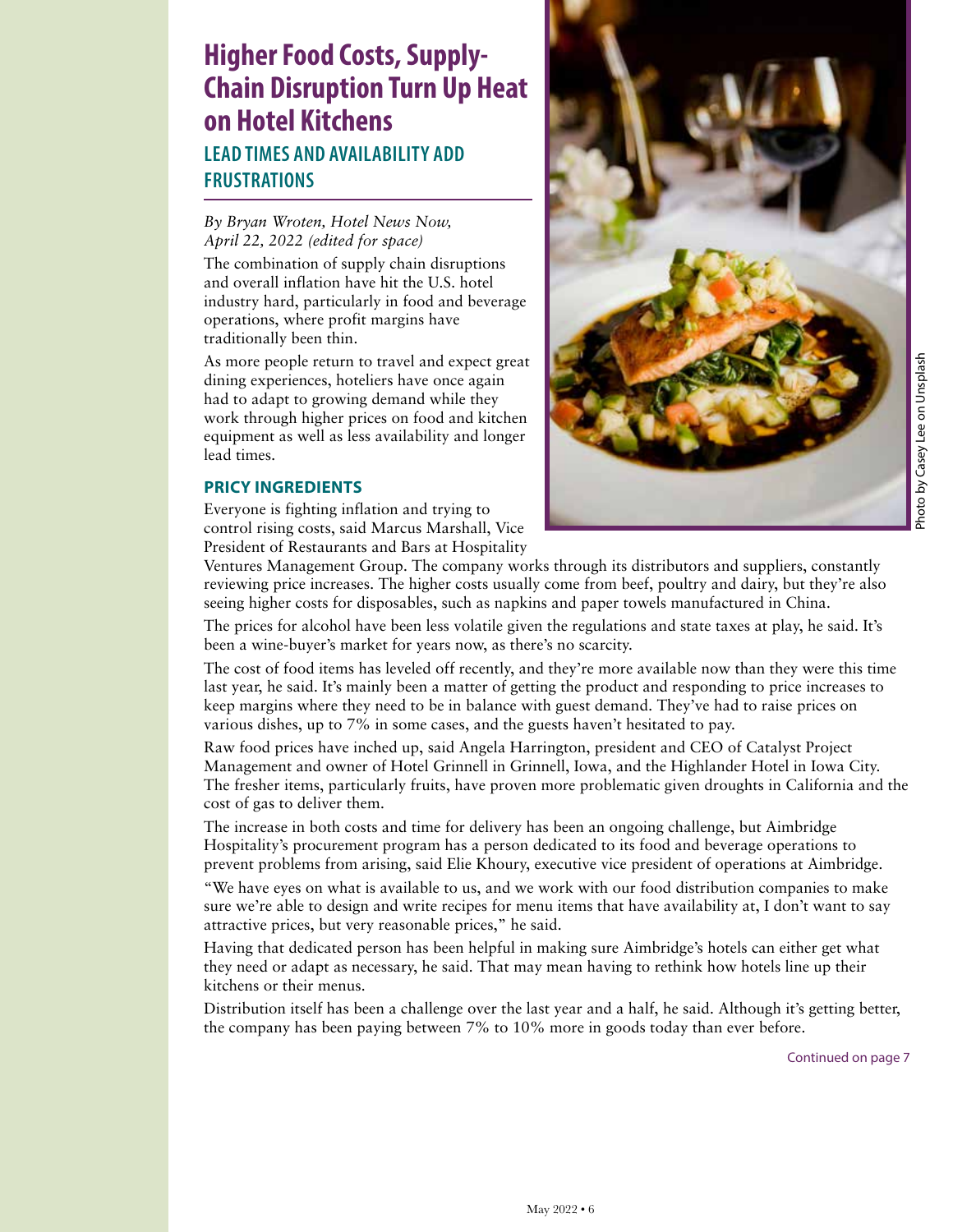# Higher Food Costs, Supply-Chain Disruption Turn Up Heat on Hotel Kitchens

## LEAD TIMES AND AVAILABILITY ADD FRUSTRATIONS

*By Bryan Wroten, Hotel News Now, April 22, 2022 (edited for space)*

The combination of supply chain disruptions and overall inflation have hit the U.S. hotel industry hard, particularly in food and beverage operations, where profit margins have traditionally been thin.

As more people return to travel and expect great dining experiences, hoteliers have once again had to adapt to growing demand while they work through higher prices on food and kitchen equipment as well as less availability and longer lead times.

Photo by Casey Lee on Unsplash

### PRICY INGREDIENTS

Everyone is fighting inflation and trying to control rising costs, said Marcus Marshall, Vice President of Restaurants and Bars at Hospitality Ventures Management Group. The company works through its distributors and suppliers, constantly reviewing price increases. The higher costs usually come from beef, poultry and dairy, but they're also seeing higher costs for disposables, such as napkins and paper towels manufactured in China.

The prices for alcohol have been less volatile given the regulations and state taxes at play, he said. It's been a wine-buyer's market for years now, as there's no scarcity.

The cost of food items has leveled off recently, and they're more available now than they were this time last year, he said. It's mainly been a matter of getting the product and responding to price increases to keep margins where they need to be in balance with guest demand. They've had to raise prices on various dishes, up to 7% in some cases, and the guests haven't hesitated to pay.

Raw food prices have inched up, said Angela Harrington, president and CEO of Catalyst Project Management and owner of Hotel Grinnell in Grinnell, Iowa, and the Highlander Hotel in Iowa City. The fresher items, particularly fruits, have proven more problematic given droughts in California and the cost of gas to deliver them.

The increase in both costs and time for delivery has been an ongoing challenge, but Aimbridge Hospitality's procurement program has a person dedicated to its food and beverage operations to prevent problems from arising, said Elie Khoury, executive vice president of operations at Aimbridge.

"We have eyes on what is available to us, and we work with our food distribution companies to make sure we're able to design and write recipes for menu items that have availability at, I don't want to say attractive prices, but very reasonable prices," he said.

Having that dedicated person has been helpful in making sure Aimbridge's hotels can either get what they need or adapt as necessary, he said. That may mean having to rethink how hotels line up their kitchens or their menus.

Distribution itself has been a challenge over the last year and a half, he said. Although it's getting better, the company has been paying between 7% to 10% more in goods today than ever before.

Continued on page 7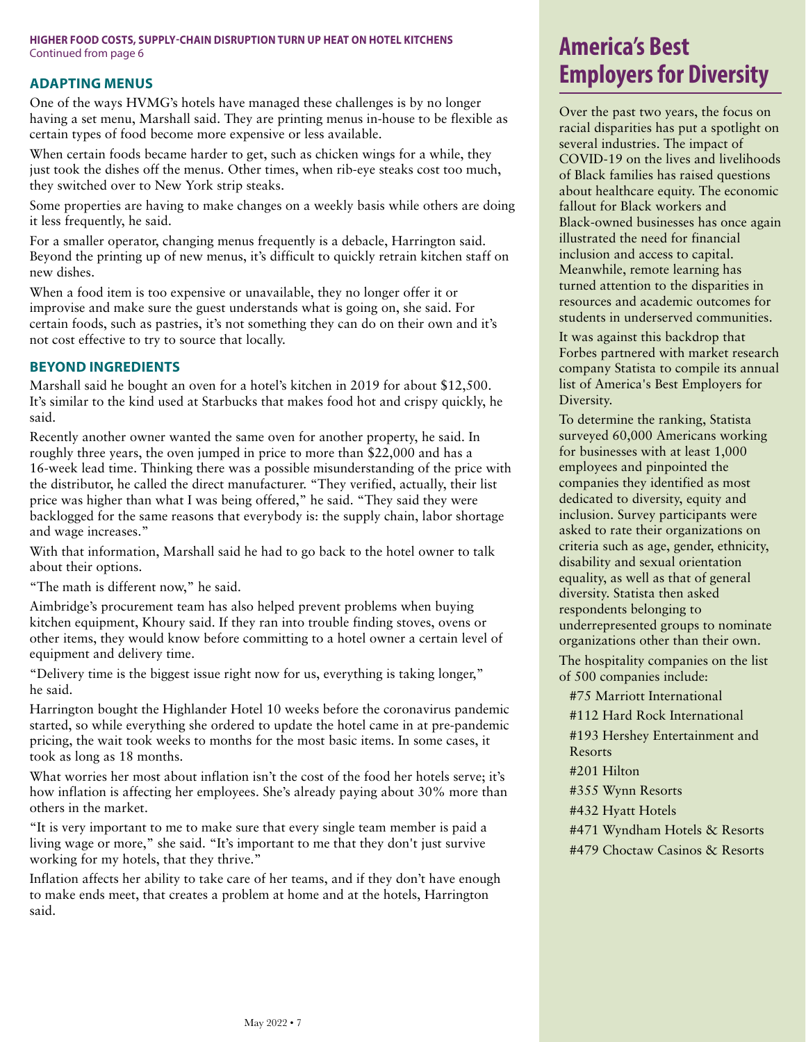**HIGHER FOOD COSTS, SUPPLY-CHAIN DISRUPTION TURN UP HEAT ON HOTEL KITCHENS**
Continued from page 6

### ADAPTING MENUS

One of the ways HVMG's hotels have managed these challenges is by no longer having a set menu, Marshall said. They are printing menus in-house to be flexible as certain types of food become more expensive or less available.

When certain foods became harder to get, such as chicken wings for a while, they just took the dishes off the menus. Other times, when rib-eye steaks cost too much, they switched over to New York strip steaks.

Some properties are having to make changes on a weekly basis while others are doing it less frequently, he said.

For a smaller operator, changing menus frequently is a debacle, Harrington said. Beyond the printing up of new menus, it's difficult to quickly retrain kitchen staff on new dishes.

When a food item is too expensive or unavailable, they no longer offer it or improvise and make sure the guest understands what is going on, she said. For certain foods, such as pastries, it's not something they can do on their own and it's not cost effective to try to source that locally.

### BEYOND INGREDIENTS

Marshall said he bought an oven for a hotel's kitchen in 2019 for about $12,500. It's similar to the kind used at Starbucks that makes food hot and crispy quickly, he said.

Recently another owner wanted the same oven for another property, he said. In roughly three years, the oven jumped in price to more than $22,000 and has a 16-week lead time. Thinking there was a possible misunderstanding of the price with the distributor, he called the direct manufacturer. "They verified, actually, their list price was higher than what I was being offered," he said. "They said they were backlogged for the same reasons that everybody is: the supply chain, labor shortage and wage increases."

With that information, Marshall said he had to go back to the hotel owner to talk about their options.

"The math is different now," he said.

Aimbridge's procurement team has also helped prevent problems when buying kitchen equipment, Khoury said. If they ran into trouble finding stoves, ovens or other items, they would know before committing to a hotel owner a certain level of equipment and delivery time.

"Delivery time is the biggest issue right now for us, everything is taking longer," he said.

Harrington bought the Highlander Hotel 10 weeks before the coronavirus pandemic started, so while everything she ordered to update the hotel came in at pre-pandemic pricing, the wait took weeks to months for the most basic items. In some cases, it took as long as 18 months.

What worries her most about inflation isn't the cost of the food her hotels serve; it's how inflation is affecting her employees. She's already paying about 30% more than others in the market.

"It is very important to me to make sure that every single team member is paid a living wage or more," she said. "It's important to me that they don't just survive working for my hotels, that they thrive."

Inflation affects her ability to take care of her teams, and if they don't have enough to make ends meet, that creates a problem at home and at the hotels, Harrington said.

## America's Best Employers for Diversity

Over the past two years, the focus on racial disparities has put a spotlight on several industries. The impact of COVID-19 on the lives and livelihoods of Black families has raised questions about healthcare equity. The economic fallout for Black workers and Black-owned businesses has once again illustrated the need for financial inclusion and access to capital. Meanwhile, remote learning has turned attention to the disparities in resources and academic outcomes for students in underserved communities.

It was against this backdrop that Forbes partnered with market research company Statista to compile its annual list of America's Best Employers for Diversity.

To determine the ranking, Statista surveyed 60,000 Americans working for businesses with at least 1,000 employees and pinpointed the companies they identified as most dedicated to diversity, equity and inclusion. Survey participants were asked to rate their organizations on criteria such as age, gender, ethnicity, disability and sexual orientation equality, as well as that of general diversity. Statista then asked respondents belonging to underrepresented groups to nominate organizations other than their own.

The hospitality companies on the list of 500 companies include:

#75 Marriott International
#112 Hard Rock International
#193 Hershey Entertainment and Resorts
#201 Hilton
#355 Wynn Resorts
#432 Hyatt Hotels
#471 Wyndham Hotels & Resorts
#479 Choctaw Casinos & Resorts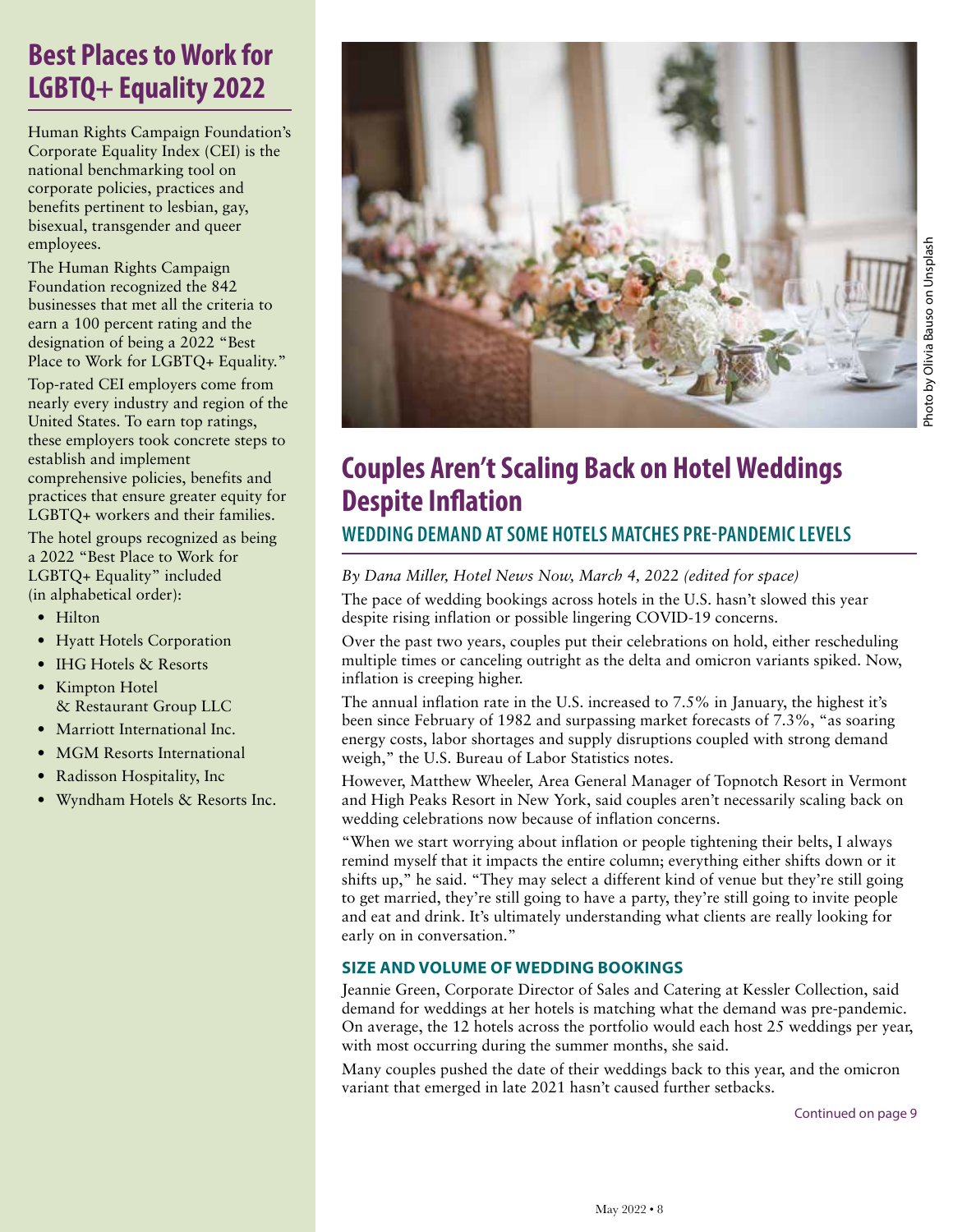## Best Places to Work for LGBTQ+ Equality 2022

Human Rights Campaign Foundation's Corporate Equality Index (CEI) is the national benchmarking tool on corporate policies, practices and benefits pertinent to lesbian, gay, bisexual, transgender and queer employees.

The Human Rights Campaign Foundation recognized the 842 businesses that met all the criteria to earn a 100 percent rating and the designation of being a 2022 "Best Place to Work for LGBTQ+ Equality."

Top-rated CEI employers come from nearly every industry and region of the United States. To earn top ratings, these employers took concrete steps to establish and implement comprehensive policies, benefits and practices that ensure greater equity for LGBTQ+ workers and their families.

The hotel groups recognized as being a 2022 "Best Place to Work for LGBTQ+ Equality" included (in alphabetical order):

- Hilton
- Hyatt Hotels Corporation
- IHG Hotels & Resorts
- Kimpton Hotel & Restaurant Group LLC
- Marriott International Inc.
- MGM Resorts International
- Radisson Hospitality, Inc
- Wyndham Hotels & Resorts Inc.

Photo by Olivia Bauso on Unsplash

## Couples Aren't Scaling Back on Hotel Weddings Despite Inflation

### WEDDING DEMAND AT SOME HOTELS MATCHES PRE-PANDEMIC LEVELS

*By Dana Miller, Hotel News Now, March 4, 2022 (edited for space)*

The pace of wedding bookings across hotels in the U.S. hasn't slowed this year despite rising inflation or possible lingering COVID-19 concerns.

Over the past two years, couples put their celebrations on hold, either rescheduling multiple times or canceling outright as the delta and omicron variants spiked. Now, inflation is creeping higher.

The annual inflation rate in the U.S. increased to 7.5% in January, the highest it's been since February of 1982 and surpassing market forecasts of 7.3%, "as soaring energy costs, labor shortages and supply disruptions coupled with strong demand weigh," the U.S. Bureau of Labor Statistics notes.

However, Matthew Wheeler, Area General Manager of Topnotch Resort in Vermont and High Peaks Resort in New York, said couples aren't necessarily scaling back on wedding celebrations now because of inflation concerns.

"When we start worrying about inflation or people tightening their belts, I always remind myself that it impacts the entire column; everything either shifts down or it shifts up," he said. "They may select a different kind of venue but they're still going to get married, they're still going to have a party, they're still going to invite people and eat and drink. It's ultimately understanding what clients are really looking for early on in conversation."

#### SIZE AND VOLUME OF WEDDING BOOKINGS

Jeannie Green, Corporate Director of Sales and Catering at Kessler Collection, said demand for weddings at her hotels is matching what the demand was pre-pandemic. On average, the 12 hotels across the portfolio would each host 25 weddings per year, with most occurring during the summer months, she said.

Many couples pushed the date of their weddings back to this year, and the omicron variant that emerged in late 2021 hasn't caused further setbacks.

Continued on page 9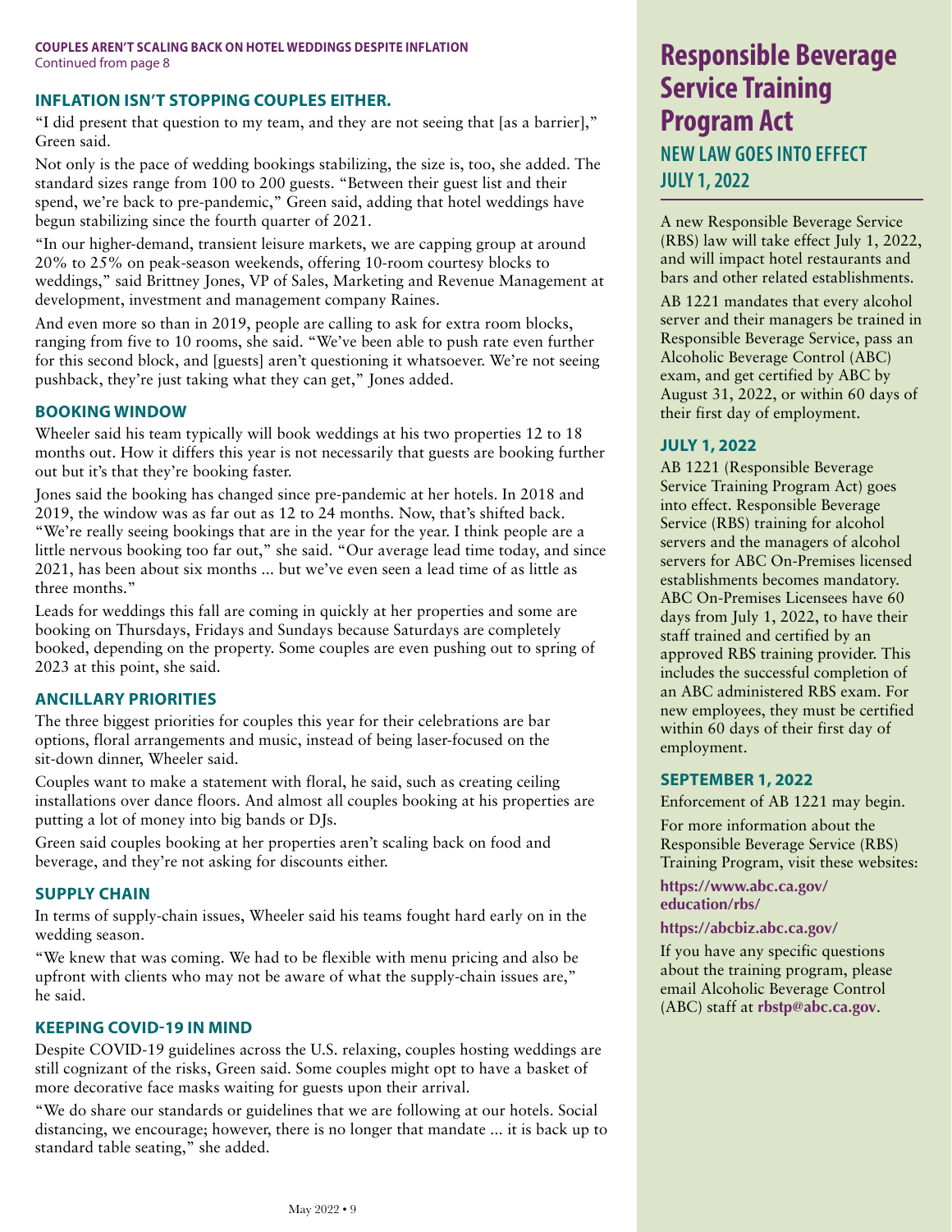**COUPLES AREN'T SCALING BACK ON HOTEL WEDDINGS DESPITE INFLATION**
Continued from page 8

### INFLATION ISN'T STOPPING COUPLES EITHER.

"I did present that question to my team, and they are not seeing that [as a barrier]," Green said.

Not only is the pace of wedding bookings stabilizing, the size is, too, she added. The standard sizes range from 100 to 200 guests. "Between their guest list and their spend, we're back to pre-pandemic," Green said, adding that hotel weddings have begun stabilizing since the fourth quarter of 2021.

"In our higher-demand, transient leisure markets, we are capping group at around 20% to 25% on peak-season weekends, offering 10-room courtesy blocks to weddings," said Brittney Jones, VP of Sales, Marketing and Revenue Management at development, investment and management company Raines.

And even more so than in 2019, people are calling to ask for extra room blocks, ranging from five to 10 rooms, she said. "We've been able to push rate even further for this second block, and [guests] aren't questioning it whatsoever. We're not seeing pushback, they're just taking what they can get," Jones added.

### BOOKING WINDOW

Wheeler said his team typically will book weddings at his two properties 12 to 18 months out. How it differs this year is not necessarily that guests are booking further out but it's that they're booking faster.

Jones said the booking has changed since pre-pandemic at her hotels. In 2018 and 2019, the window was as far out as 12 to 24 months. Now, that's shifted back. "We're really seeing bookings that are in the year for the year. I think people are a little nervous booking too far out," she said. "Our average lead time today, and since 2021, has been about six months ... but we've even seen a lead time of as little as three months."

Leads for weddings this fall are coming in quickly at her properties and some are booking on Thursdays, Fridays and Sundays because Saturdays are completely booked, depending on the property. Some couples are even pushing out to spring of 2023 at this point, she said.

### ANCILLARY PRIORITIES

The three biggest priorities for couples this year for their celebrations are bar options, floral arrangements and music, instead of being laser-focused on the sit-down dinner, Wheeler said.

Couples want to make a statement with floral, he said, such as creating ceiling installations over dance floors. And almost all couples booking at his properties are putting a lot of money into big bands or DJs.

Green said couples booking at her properties aren't scaling back on food and beverage, and they're not asking for discounts either.

### SUPPLY CHAIN

In terms of supply-chain issues, Wheeler said his teams fought hard early on in the wedding season.

"We knew that was coming. We had to be flexible with menu pricing and also be upfront with clients who may not be aware of what the supply-chain issues are," he said.

### KEEPING COVID-19 IN MIND

Despite COVID-19 guidelines across the U.S. relaxing, couples hosting weddings are still cognizant of the risks, Green said. Some couples might opt to have a basket of more decorative face masks waiting for guests upon their arrival.

"We do share our standards or guidelines that we are following at our hotels. Social distancing, we encourage; however, there is no longer that mandate ... it is back up to standard table seating," she added.

# Responsible Beverage Service Training Program Act

## NEW LAW GOES INTO EFFECT JULY 1, 2022

A new Responsible Beverage Service (RBS) law will take effect July 1, 2022, and will impact hotel restaurants and bars and other related establishments.

AB 1221 mandates that every alcohol server and their managers be trained in Responsible Beverage Service, pass an Alcoholic Beverage Control (ABC) exam, and get certified by ABC by August 31, 2022, or within 60 days of their first day of employment.

### JULY 1, 2022

AB 1221 (Responsible Beverage Service Training Program Act) goes into effect. Responsible Beverage Service (RBS) training for alcohol servers and the managers of alcohol servers for ABC On-Premises licensed establishments becomes mandatory. ABC On-Premises Licensees have 60 days from July 1, 2022, to have their staff trained and certified by an approved RBS training provider. This includes the successful completion of an ABC administered RBS exam. For new employees, they must be certified within 60 days of their first day of employment.

### SEPTEMBER 1, 2022

Enforcement of AB 1221 may begin.

For more information about the Responsible Beverage Service (RBS) Training Program, visit these websites:

**https://www.abc.ca.gov/education/rbs/**

**https://abcbiz.abc.ca.gov/**

If you have any specific questions about the training program, please email Alcoholic Beverage Control (ABC) staff at **rbstp@abc.ca.gov**.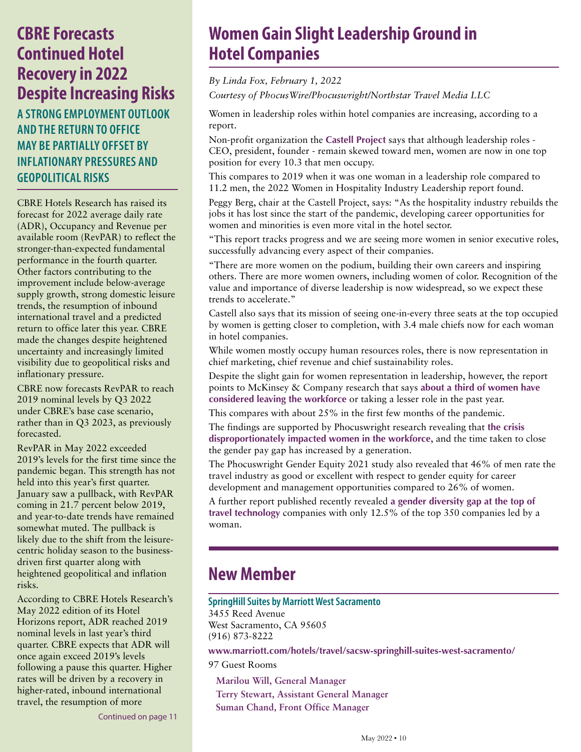## CBRE Forecasts Continued Hotel Recovery in 2022 Despite Increasing Risks

### A STRONG EMPLOYMENT OUTLOOK AND THE RETURN TO OFFICE MAY BE PARTIALLY OFFSET BY INFLATIONARY PRESSURES AND GEOPOLITICAL RISKS

CBRE Hotels Research has raised its forecast for 2022 average daily rate (ADR), Occupancy and Revenue per available room (RevPAR) to reflect the stronger-than-expected fundamental performance in the fourth quarter. Other factors contributing to the improvement include below-average supply growth, strong domestic leisure trends, the resumption of inbound international travel and a predicted return to office later this year. CBRE made the changes despite heightened uncertainty and increasingly limited visibility due to geopolitical risks and inflationary pressure.

CBRE now forecasts RevPAR to reach 2019 nominal levels by Q3 2022 under CBRE's base case scenario, rather than in Q3 2023, as previously forecasted.

RevPAR in May 2022 exceeded 2019's levels for the first time since the pandemic began. This strength has not held into this year's first quarter. January saw a pullback, with RevPAR coming in 21.7 percent below 2019, and year-to-date trends have remained somewhat muted. The pullback is likely due to the shift from the leisure-centric holiday season to the business-driven first quarter along with heightened geopolitical and inflation risks.

According to CBRE Hotels Research's May 2022 edition of its Hotel Horizons report, ADR reached 2019 nominal levels in last year's third quarter. CBRE expects that ADR will once again exceed 2019's levels following a pause this quarter. Higher rates will be driven by a recovery in higher-rated, inbound international travel, the resumption of more

Continued on page 11

## Women Gain Slight Leadership Ground in Hotel Companies

*By Linda Fox, February 1, 2022*

*Courtesy of PhocusWire/Phocuswright/Northstar Travel Media LLC*

Women in leadership roles within hotel companies are increasing, according to a report.

Non-profit organization the **Castell Project** says that although leadership roles - CEO, president, founder - remain skewed toward men, women are now in one top position for every 10.3 that men occupy.

This compares to 2019 when it was one woman in a leadership role compared to 11.2 men, the 2022 Women in Hospitality Industry Leadership report found.

Peggy Berg, chair at the Castell Project, says: "As the hospitality industry rebuilds the jobs it has lost since the start of the pandemic, developing career opportunities for women and minorities is even more vital in the hotel sector.

"This report tracks progress and we are seeing more women in senior executive roles, successfully advancing every aspect of their companies.

"There are more women on the podium, building their own careers and inspiring others. There are more women owners, including women of color. Recognition of the value and importance of diverse leadership is now widespread, so we expect these trends to accelerate."

Castell also says that its mission of seeing one-in-every three seats at the top occupied by women is getting closer to completion, with 3.4 male chiefs now for each woman in hotel companies.

While women mostly occupy human resources roles, there is now representation in chief marketing, chief revenue and chief sustainability roles.

Despite the slight gain for women representation in leadership, however, the report points to McKinsey & Company research that says **about a third of women have considered leaving the workforce** or taking a lesser role in the past year.

This compares with about 25% in the first few months of the pandemic.

The findings are supported by Phocuswright research revealing that **the crisis disproportionately impacted women in the workforce**, and the time taken to close the gender pay gap has increased by a generation.

The Phocuswright Gender Equity 2021 study also revealed that 46% of men rate the travel industry as good or excellent with respect to gender equity for career development and management opportunities compared to 26% of women.

A further report published recently revealed **a gender diversity gap at the top of travel technology** companies with only 12.5% of the top 350 companies led by a woman.

## New Member

**SpringHill Suites by Marriott West Sacramento**
3455 Reed Avenue
West Sacramento, CA 95605
(916) 873-8222

**www.marriott.com/hotels/travel/sacsw-springhill-suites-west-sacramento/**

97 Guest Rooms

**Marilou Will, General Manager**
**Terry Stewart, Assistant General Manager**
**Suman Chand, Front Office Manager**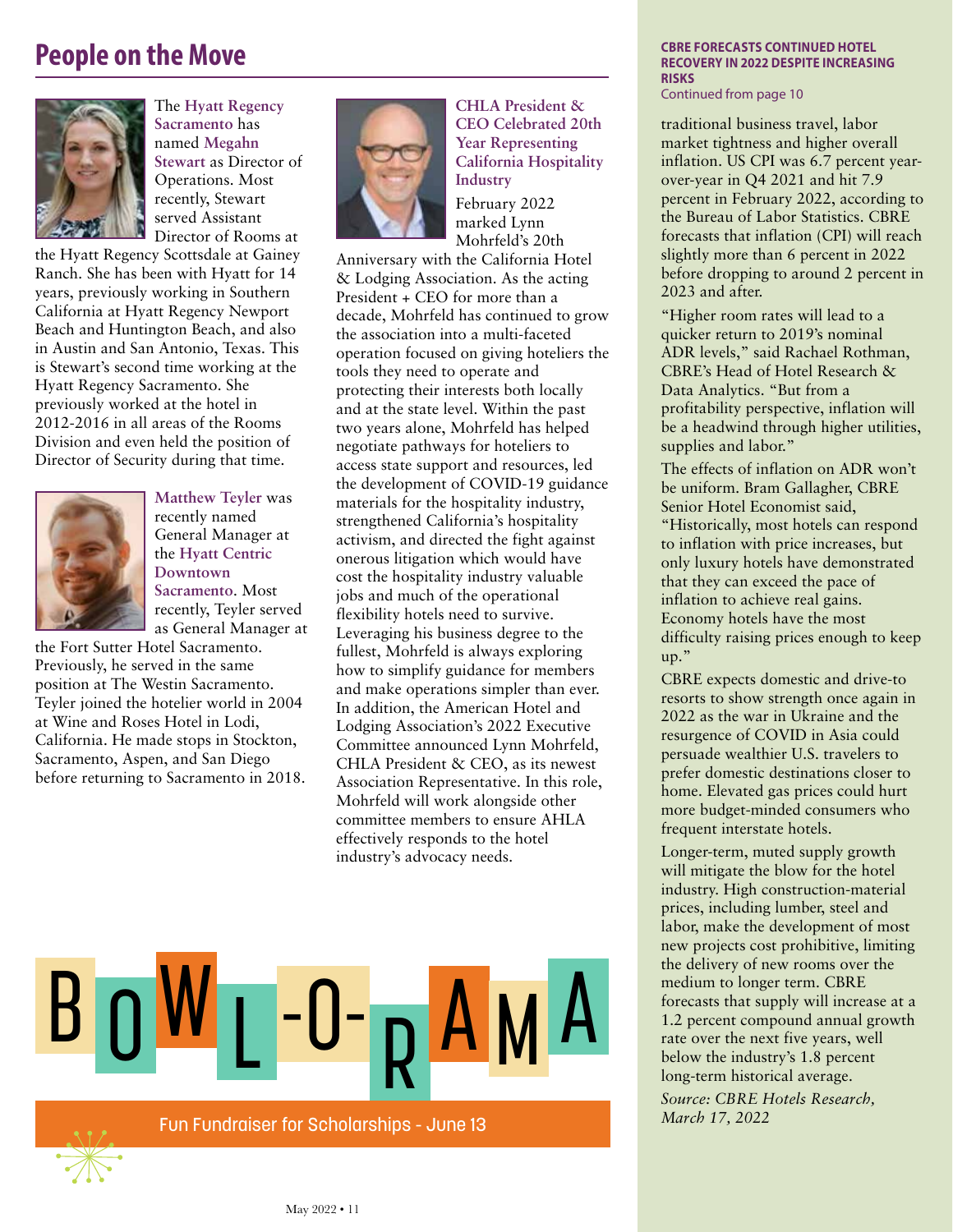# People on the Move

The **Hyatt Regency Sacramento** has named **Megahn Stewart** as Director of Operations. Most recently, Stewart served Assistant Director of Rooms at the Hyatt Regency Scottsdale at Gainey Ranch. She has been with Hyatt for 14 years, previously working in Southern California at Hyatt Regency Newport Beach and Huntington Beach, and also in Austin and San Antonio, Texas. This is Stewart's second time working at the Hyatt Regency Sacramento. She previously worked at the hotel in 2012-2016 in all areas of the Rooms Division and even held the position of Director of Security during that time.

**Matthew Teyler** was recently named General Manager at the **Hyatt Centric Downtown Sacramento**. Most recently, Teyler served as General Manager at the Fort Sutter Hotel Sacramento. Previously, he served in the same position at The Westin Sacramento. Teyler joined the hotelier world in 2004 at Wine and Roses Hotel in Lodi, California. He made stops in Stockton, Sacramento, Aspen, and San Diego before returning to Sacramento in 2018.

**CHLA President & CEO Celebrated 20th Year Representing California Hospitality Industry**

February 2022 marked Lynn Mohrfeld's 20th Anniversary with the California Hotel & Lodging Association. As the acting President + CEO for more than a decade, Mohrfeld has continued to grow the association into a multi-faceted operation focused on giving hoteliers the tools they need to operate and protecting their interests both locally and at the state level. Within the past two years alone, Mohrfeld has helped negotiate pathways for hoteliers to access state support and resources, led the development of COVID-19 guidance materials for the hospitality industry, strengthened California's hospitality activism, and directed the fight against onerous litigation which would have cost the hospitality industry valuable jobs and much of the operational flexibility hotels need to survive. Leveraging his business degree to the fullest, Mohrfeld is always exploring how to simplify guidance for members and make operations simpler than ever. In addition, the American Hotel and Lodging Association's 2022 Executive Committee announced Lynn Mohrfeld, CHLA President & CEO, as its newest Association Representative. In this role, Mohrfeld will work alongside other committee members to ensure AHLA effectively responds to the hotel industry's advocacy needs.

BOWL-O-RAMA

Fun Fundraiser for Scholarships - June 13

**CBRE FORECASTS CONTINUED HOTEL RECOVERY IN 2022 DESPITE INCREASING RISKS**
Continued from page 10

traditional business travel, labor market tightness and higher overall inflation. US CPI was 6.7 percent year-over-year in Q4 2021 and hit 7.9 percent in February 2022, according to the Bureau of Labor Statistics. CBRE forecasts that inflation (CPI) will reach slightly more than 6 percent in 2022 before dropping to around 2 percent in 2023 and after.

"Higher room rates will lead to a quicker return to 2019's nominal ADR levels," said Rachael Rothman, CBRE's Head of Hotel Research & Data Analytics. "But from a profitability perspective, inflation will be a headwind through higher utilities, supplies and labor."

The effects of inflation on ADR won't be uniform. Bram Gallagher, CBRE Senior Hotel Economist said, "Historically, most hotels can respond to inflation with price increases, but only luxury hotels have demonstrated that they can exceed the pace of inflation to achieve real gains. Economy hotels have the most difficulty raising prices enough to keep up."

CBRE expects domestic and drive-to resorts to show strength once again in 2022 as the war in Ukraine and the resurgence of COVID in Asia could persuade wealthier U.S. travelers to prefer domestic destinations closer to home. Elevated gas prices could hurt more budget-minded consumers who frequent interstate hotels.

Longer-term, muted supply growth will mitigate the blow for the hotel industry. High construction-material prices, including lumber, steel and labor, make the development of most new projects cost prohibitive, limiting the delivery of new rooms over the medium to longer term. CBRE forecasts that supply will increase at a 1.2 percent compound annual growth rate over the next five years, well below the industry's 1.8 percent long-term historical average.

*Source: CBRE Hotels Research, March 17, 2022*